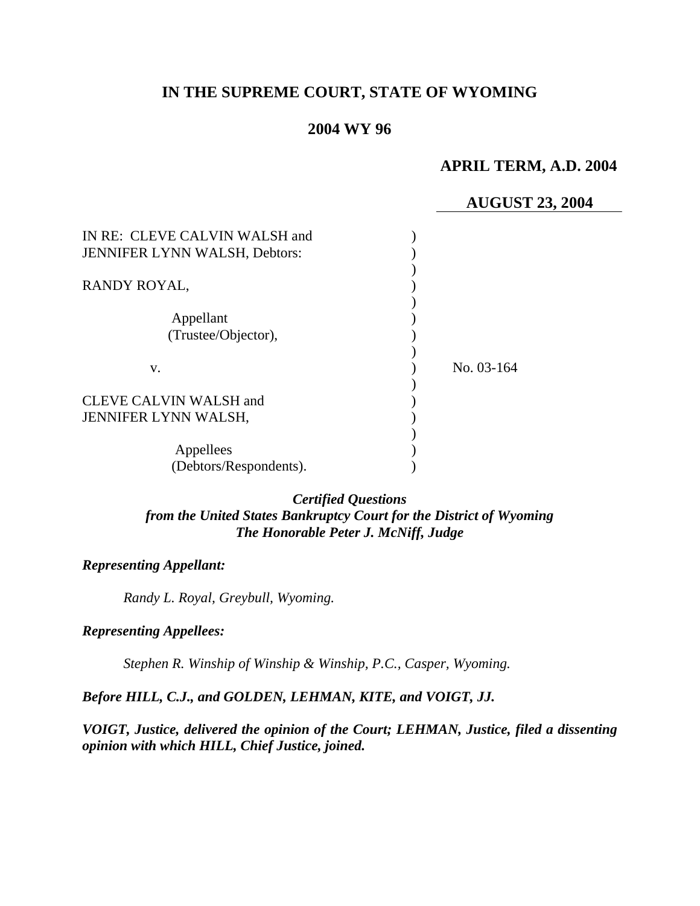# IN THE SUPREME COURT, STATE OF WYOMING

## 2004 WY 96

**APRIL TERM, A.D. 2004**

**AUGUST 23, 2004**

IN RE: CLEVE CALVIN WALSH and JENNIFER LYNN WALSH, Debtors:

RANDY ROYAL,

Appellant (Trustee/Objector),

v.

CLEVE CALVIN WALSH and JENNIFER LYNN WALSH,

Appellees (Debtors/Respondents).

No. 03-164

*Certified Questions from the United States Bankruptcy Court for the District of Wyoming*
*The Honorable Peter J. McNiff, Judge*

***Representing Appellant:***

*Randy L. Royal, Greybull, Wyoming.*

***Representing Appellees:***

*Stephen R. Winship of Winship & Winship, P.C., Casper, Wyoming.*

***Before HILL, C.J., and GOLDEN, LEHMAN, KITE, and VOIGT, JJ.***

***VOIGT, Justice, delivered the opinion of the Court; LEHMAN, Justice, filed a dissenting opinion with which HILL, Chief Justice, joined.***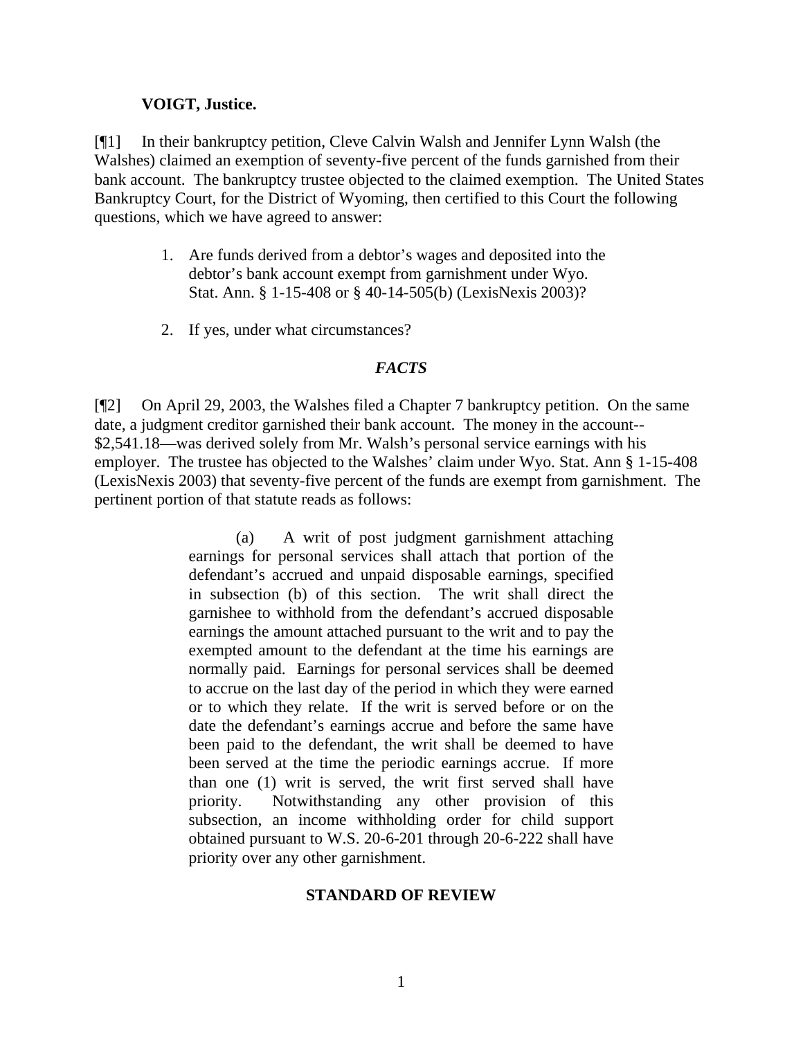**VOIGT, Justice.**

[¶1] In their bankruptcy petition, Cleve Calvin Walsh and Jennifer Lynn Walsh (the Walshes) claimed an exemption of seventy-five percent of the funds garnished from their bank account. The bankruptcy trustee objected to the claimed exemption. The United States Bankruptcy Court, for the District of Wyoming, then certified to this Court the following questions, which we have agreed to answer:

> 1. Are funds derived from a debtor's wages and deposited into the debtor's bank account exempt from garnishment under Wyo. Stat. Ann. § 1-15-408 or § 40-14-505(b) (LexisNexis 2003)?
>
> 2. If yes, under what circumstances?

## *FACTS*

[¶2] On April 29, 2003, the Walshes filed a Chapter 7 bankruptcy petition. On the same date, a judgment creditor garnished their bank account. The money in the account--$2,541.18—was derived solely from Mr. Walsh's personal service earnings with his employer. The trustee has objected to the Walshes' claim under Wyo. Stat. Ann § 1-15-408 (LexisNexis 2003) that seventy-five percent of the funds are exempt from garnishment. The pertinent portion of that statute reads as follows:

> (a) A writ of post judgment garnishment attaching earnings for personal services shall attach that portion of the defendant's accrued and unpaid disposable earnings, specified in subsection (b) of this section. The writ shall direct the garnishee to withhold from the defendant's accrued disposable earnings the amount attached pursuant to the writ and to pay the exempted amount to the defendant at the time his earnings are normally paid. Earnings for personal services shall be deemed to accrue on the last day of the period in which they were earned or to which they relate. If the writ is served before or on the date the defendant's earnings accrue and before the same have been paid to the defendant, the writ shall be deemed to have been served at the time the periodic earnings accrue. If more than one (1) writ is served, the writ first served shall have priority. Notwithstanding any other provision of this subsection, an income withholding order for child support obtained pursuant to W.S. 20-6-201 through 20-6-222 shall have priority over any other garnishment.

## STANDARD OF REVIEW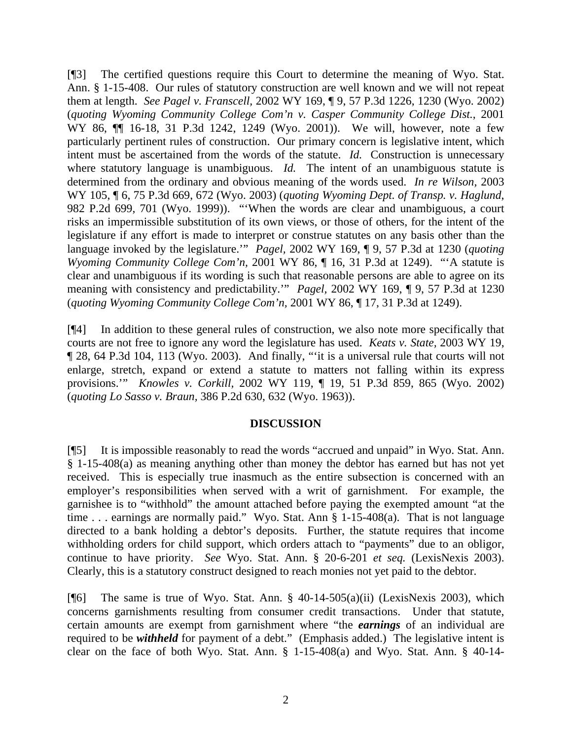[¶3] The certified questions require this Court to determine the meaning of Wyo. Stat. Ann. § 1-15-408. Our rules of statutory construction are well known and we will not repeat them at length. *See Pagel v. Franscell*, 2002 WY 169, ¶ 9, 57 P.3d 1226, 1230 (Wyo. 2002) (*quoting Wyoming Community College Com'n v. Casper Community College Dist.*, 2001 WY 86, ¶¶ 16-18, 31 P.3d 1242, 1249 (Wyo. 2001)). We will, however, note a few particularly pertinent rules of construction. Our primary concern is legislative intent, which intent must be ascertained from the words of the statute. *Id.* Construction is unnecessary where statutory language is unambiguous. *Id.* The intent of an unambiguous statute is determined from the ordinary and obvious meaning of the words used. *In re Wilson*, 2003 WY 105, ¶ 6, 75 P.3d 669, 672 (Wyo. 2003) (*quoting Wyoming Dept. of Transp. v. Haglund*, 982 P.2d 699, 701 (Wyo. 1999)). "'When the words are clear and unambiguous, a court risks an impermissible substitution of its own views, or those of others, for the intent of the legislature if any effort is made to interpret or construe statutes on any basis other than the language invoked by the legislature.'" *Pagel*, 2002 WY 169, ¶ 9, 57 P.3d at 1230 (*quoting Wyoming Community College Com'n*, 2001 WY 86, ¶ 16, 31 P.3d at 1249). "'A statute is clear and unambiguous if its wording is such that reasonable persons are able to agree on its meaning with consistency and predictability.'" *Pagel*, 2002 WY 169, ¶ 9, 57 P.3d at 1230 (*quoting Wyoming Community College Com'n*, 2001 WY 86, ¶ 17, 31 P.3d at 1249).

[¶4] In addition to these general rules of construction, we also note more specifically that courts are not free to ignore any word the legislature has used. *Keats v. State*, 2003 WY 19, ¶ 28, 64 P.3d 104, 113 (Wyo. 2003). And finally, "'it is a universal rule that courts will not enlarge, stretch, expand or extend a statute to matters not falling within its express provisions.'" *Knowles v. Corkill*, 2002 WY 119, ¶ 19, 51 P.3d 859, 865 (Wyo. 2002) (*quoting Lo Sasso v. Braun*, 386 P.2d 630, 632 (Wyo. 1963)).

## DISCUSSION

[¶5] It is impossible reasonably to read the words "accrued and unpaid" in Wyo. Stat. Ann. § 1-15-408(a) as meaning anything other than money the debtor has earned but has not yet received. This is especially true inasmuch as the entire subsection is concerned with an employer's responsibilities when served with a writ of garnishment. For example, the garnishee is to "withhold" the amount attached before paying the exempted amount "at the time . . . earnings are normally paid." Wyo. Stat Ann § 1-15-408(a). That is not language directed to a bank holding a debtor's deposits. Further, the statute requires that income withholding orders for child support, which orders attach to "payments" due to an obligor, continue to have priority. *See* Wyo. Stat. Ann. § 20-6-201 *et seq.* (LexisNexis 2003). Clearly, this is a statutory construct designed to reach monies not yet paid to the debtor.

[¶6] The same is true of Wyo. Stat. Ann. § 40-14-505(a)(ii) (LexisNexis 2003), which concerns garnishments resulting from consumer credit transactions. Under that statute, certain amounts are exempt from garnishment where "the ***earnings*** of an individual are required to be ***withheld*** for payment of a debt." (Emphasis added.) The legislative intent is clear on the face of both Wyo. Stat. Ann. § 1-15-408(a) and Wyo. Stat. Ann. § 40-14-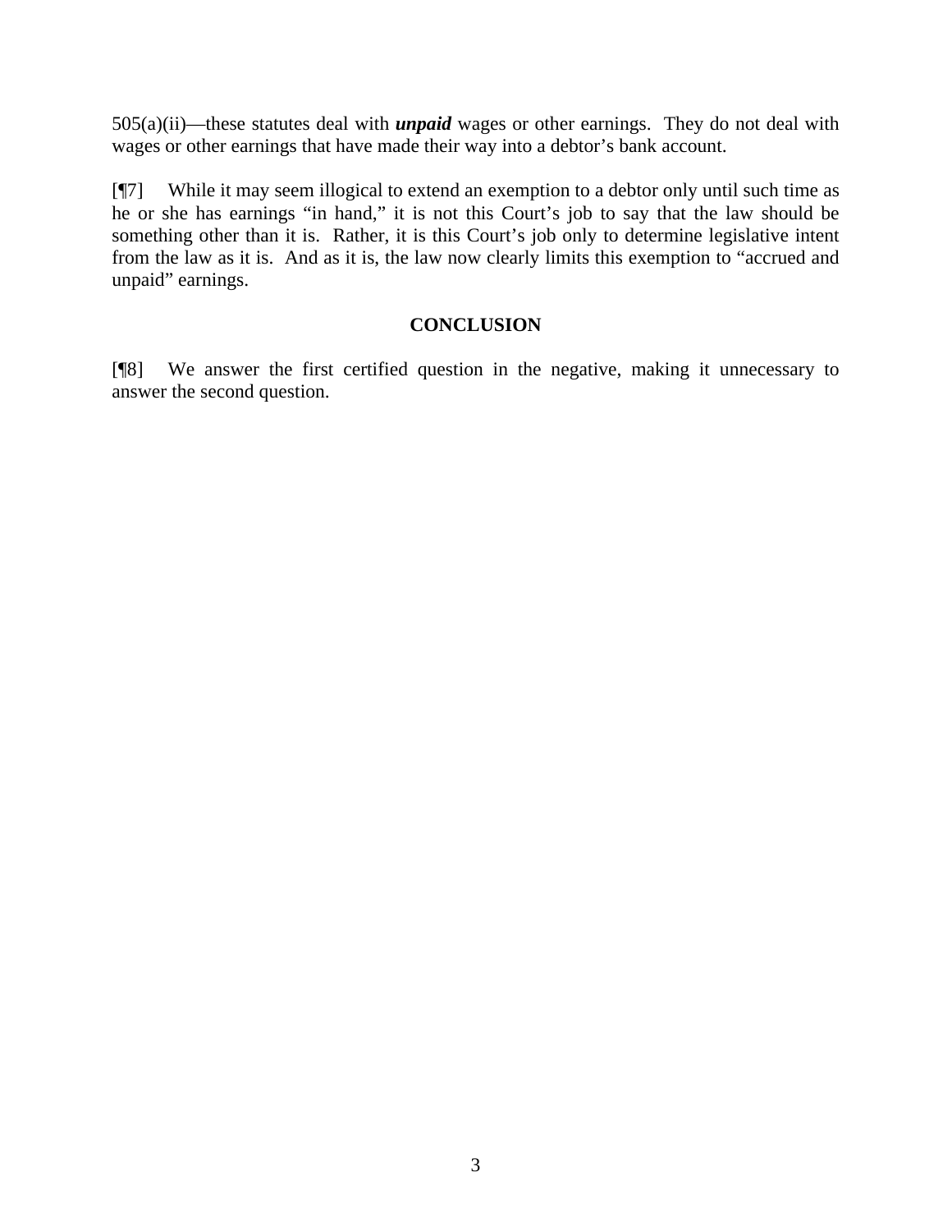505(a)(ii)—these statutes deal with ***unpaid*** wages or other earnings. They do not deal with wages or other earnings that have made their way into a debtor's bank account.

[¶7] While it may seem illogical to extend an exemption to a debtor only until such time as he or she has earnings "in hand," it is not this Court's job to say that the law should be something other than it is. Rather, it is this Court's job only to determine legislative intent from the law as it is. And as it is, the law now clearly limits this exemption to "accrued and unpaid" earnings.

## CONCLUSION

[¶8] We answer the first certified question in the negative, making it unnecessary to answer the second question.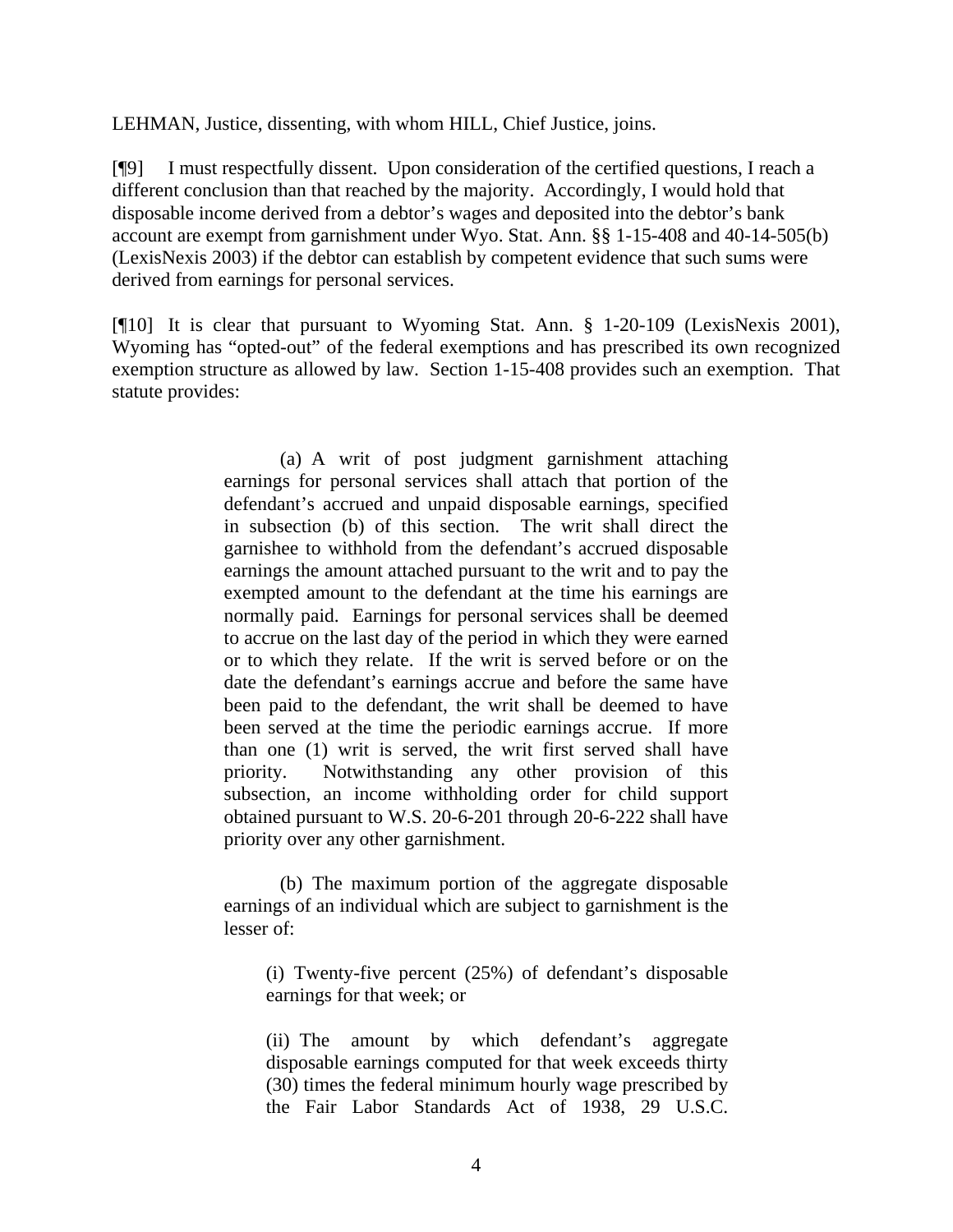LEHMAN, Justice, dissenting, with whom HILL, Chief Justice, joins.

[¶9] I must respectfully dissent. Upon consideration of the certified questions, I reach a different conclusion than that reached by the majority. Accordingly, I would hold that disposable income derived from a debtor's wages and deposited into the debtor's bank account are exempt from garnishment under Wyo. Stat. Ann. §§ 1-15-408 and 40-14-505(b) (LexisNexis 2003) if the debtor can establish by competent evidence that such sums were derived from earnings for personal services.

[¶10] It is clear that pursuant to Wyoming Stat. Ann. § 1-20-109 (LexisNexis 2001), Wyoming has "opted-out" of the federal exemptions and has prescribed its own recognized exemption structure as allowed by law. Section 1-15-408 provides such an exemption. That statute provides:

> (a) A writ of post judgment garnishment attaching earnings for personal services shall attach that portion of the defendant's accrued and unpaid disposable earnings, specified in subsection (b) of this section. The writ shall direct the garnishee to withhold from the defendant's accrued disposable earnings the amount attached pursuant to the writ and to pay the exempted amount to the defendant at the time his earnings are normally paid. Earnings for personal services shall be deemed to accrue on the last day of the period in which they were earned or to which they relate. If the writ is served before or on the date the defendant's earnings accrue and before the same have been paid to the defendant, the writ shall be deemed to have been served at the time the periodic earnings accrue. If more than one (1) writ is served, the writ first served shall have priority. Notwithstanding any other provision of this subsection, an income withholding order for child support obtained pursuant to W.S. 20-6-201 through 20-6-222 shall have priority over any other garnishment.
>
> (b) The maximum portion of the aggregate disposable earnings of an individual which are subject to garnishment is the lesser of:
>
> > (i) Twenty-five percent (25%) of defendant's disposable earnings for that week; or
> >
> > (ii) The amount by which defendant's aggregate disposable earnings computed for that week exceeds thirty (30) times the federal minimum hourly wage prescribed by the Fair Labor Standards Act of 1938, 29 U.S.C.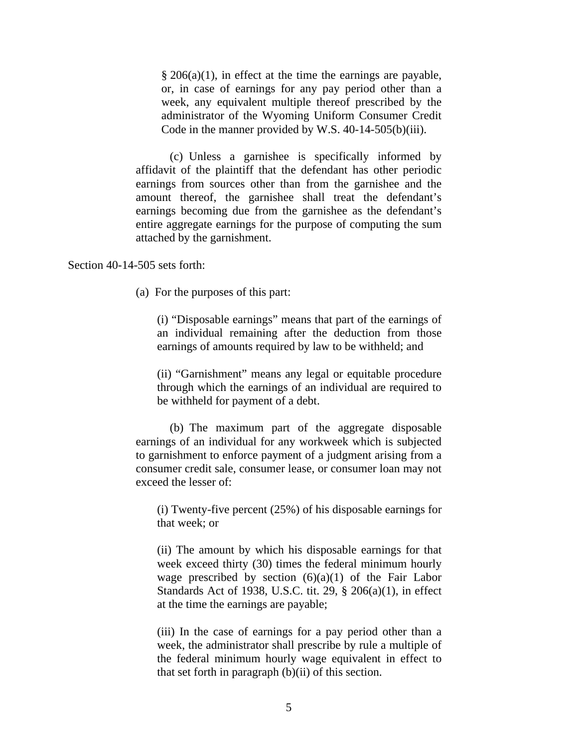§ 206(a)(1), in effect at the time the earnings are payable, or, in case of earnings for any pay period other than a week, any equivalent multiple thereof prescribed by the administrator of the Wyoming Uniform Consumer Credit Code in the manner provided by W.S. 40-14-505(b)(iii).

(c) Unless a garnishee is specifically informed by affidavit of the plaintiff that the defendant has other periodic earnings from sources other than from the garnishee and the amount thereof, the garnishee shall treat the defendant's earnings becoming due from the garnishee as the defendant's entire aggregate earnings for the purpose of computing the sum attached by the garnishment.

Section 40-14-505 sets forth:

(a) For the purposes of this part:

(i) "Disposable earnings" means that part of the earnings of an individual remaining after the deduction from those earnings of amounts required by law to be withheld; and

(ii) "Garnishment" means any legal or equitable procedure through which the earnings of an individual are required to be withheld for payment of a debt.

(b) The maximum part of the aggregate disposable earnings of an individual for any workweek which is subjected to garnishment to enforce payment of a judgment arising from a consumer credit sale, consumer lease, or consumer loan may not exceed the lesser of:

(i) Twenty-five percent (25%) of his disposable earnings for that week; or

(ii) The amount by which his disposable earnings for that week exceed thirty (30) times the federal minimum hourly wage prescribed by section (6)(a)(1) of the Fair Labor Standards Act of 1938, U.S.C. tit. 29, § 206(a)(1), in effect at the time the earnings are payable;

(iii) In the case of earnings for a pay period other than a week, the administrator shall prescribe by rule a multiple of the federal minimum hourly wage equivalent in effect to that set forth in paragraph (b)(ii) of this section.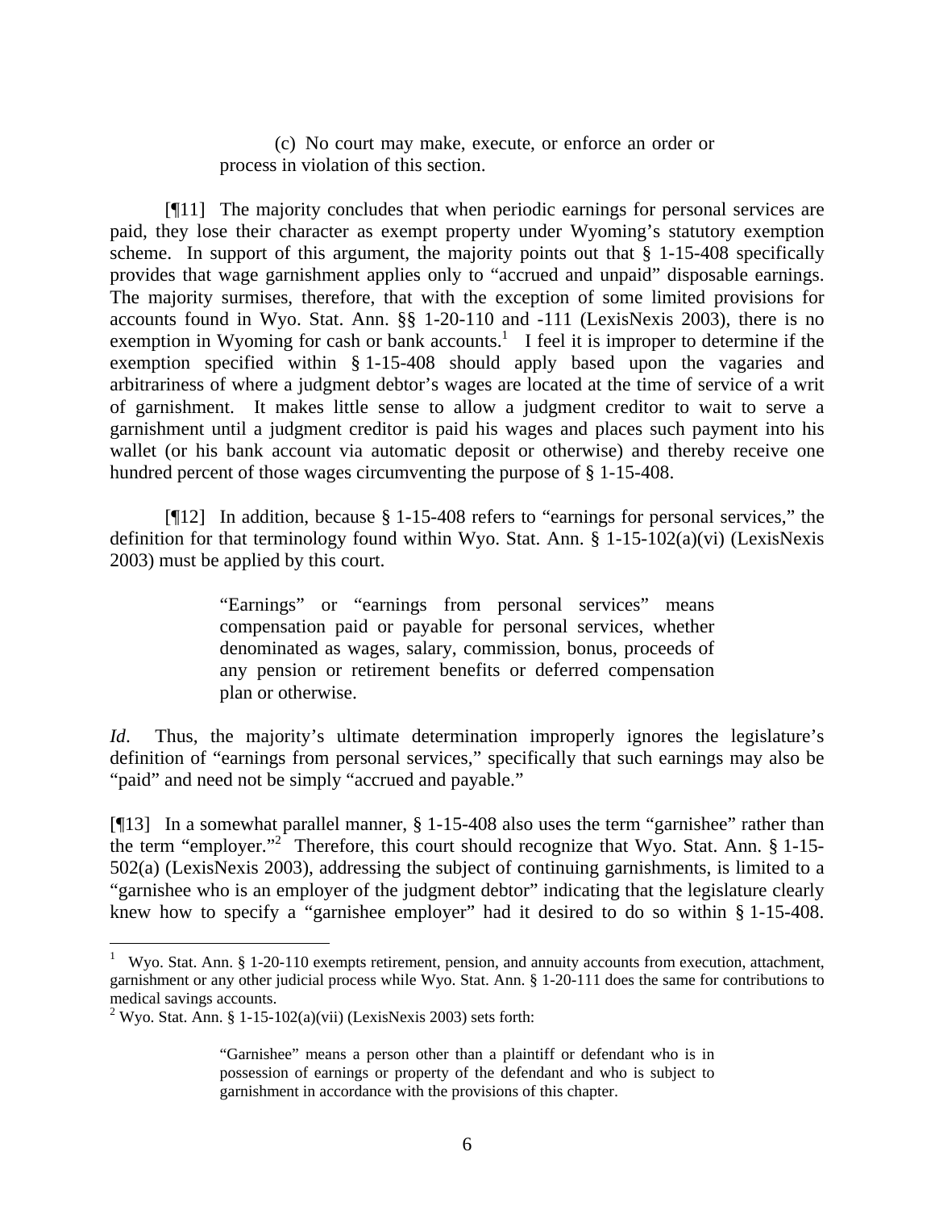> (c) No court may make, execute, or enforce an order or process in violation of this section.

[¶11] The majority concludes that when periodic earnings for personal services are paid, they lose their character as exempt property under Wyoming's statutory exemption scheme. In support of this argument, the majority points out that § 1-15-408 specifically provides that wage garnishment applies only to "accrued and unpaid" disposable earnings. The majority surmises, therefore, that with the exception of some limited provisions for accounts found in Wyo. Stat. Ann. §§ 1-20-110 and -111 (LexisNexis 2003), there is no exemption in Wyoming for cash or bank accounts.[1] I feel it is improper to determine if the exemption specified within § 1-15-408 should apply based upon the vagaries and arbitrariness of where a judgment debtor's wages are located at the time of service of a writ of garnishment. It makes little sense to allow a judgment creditor to wait to serve a garnishment until a judgment creditor is paid his wages and places such payment into his wallet (or his bank account via automatic deposit or otherwise) and thereby receive one hundred percent of those wages circumventing the purpose of § 1-15-408.

[¶12] In addition, because § 1-15-408 refers to "earnings for personal services," the definition for that terminology found within Wyo. Stat. Ann. § 1-15-102(a)(vi) (LexisNexis 2003) must be applied by this court.

> "Earnings" or "earnings from personal services" means compensation paid or payable for personal services, whether denominated as wages, salary, commission, bonus, proceeds of any pension or retirement benefits or deferred compensation plan or otherwise.

*Id*. Thus, the majority's ultimate determination improperly ignores the legislature's definition of "earnings from personal services," specifically that such earnings may also be "paid" and need not be simply "accrued and payable."

[¶13] In a somewhat parallel manner, § 1-15-408 also uses the term "garnishee" rather than the term "employer."[2] Therefore, this court should recognize that Wyo. Stat. Ann. § 1-15-502(a) (LexisNexis 2003), addressing the subject of continuing garnishments, is limited to a "garnishee who is an employer of the judgment debtor" indicating that the legislature clearly knew how to specify a "garnishee employer" had it desired to do so within § 1-15-408.

---

[1] Wyo. Stat. Ann. § 1-20-110 exempts retirement, pension, and annuity accounts from execution, attachment, garnishment or any other judicial process while Wyo. Stat. Ann. § 1-20-111 does the same for contributions to medical savings accounts.

[2] Wyo. Stat. Ann. § 1-15-102(a)(vii) (LexisNexis 2003) sets forth:

> "Garnishee" means a person other than a plaintiff or defendant who is in possession of earnings or property of the defendant and who is subject to garnishment in accordance with the provisions of this chapter.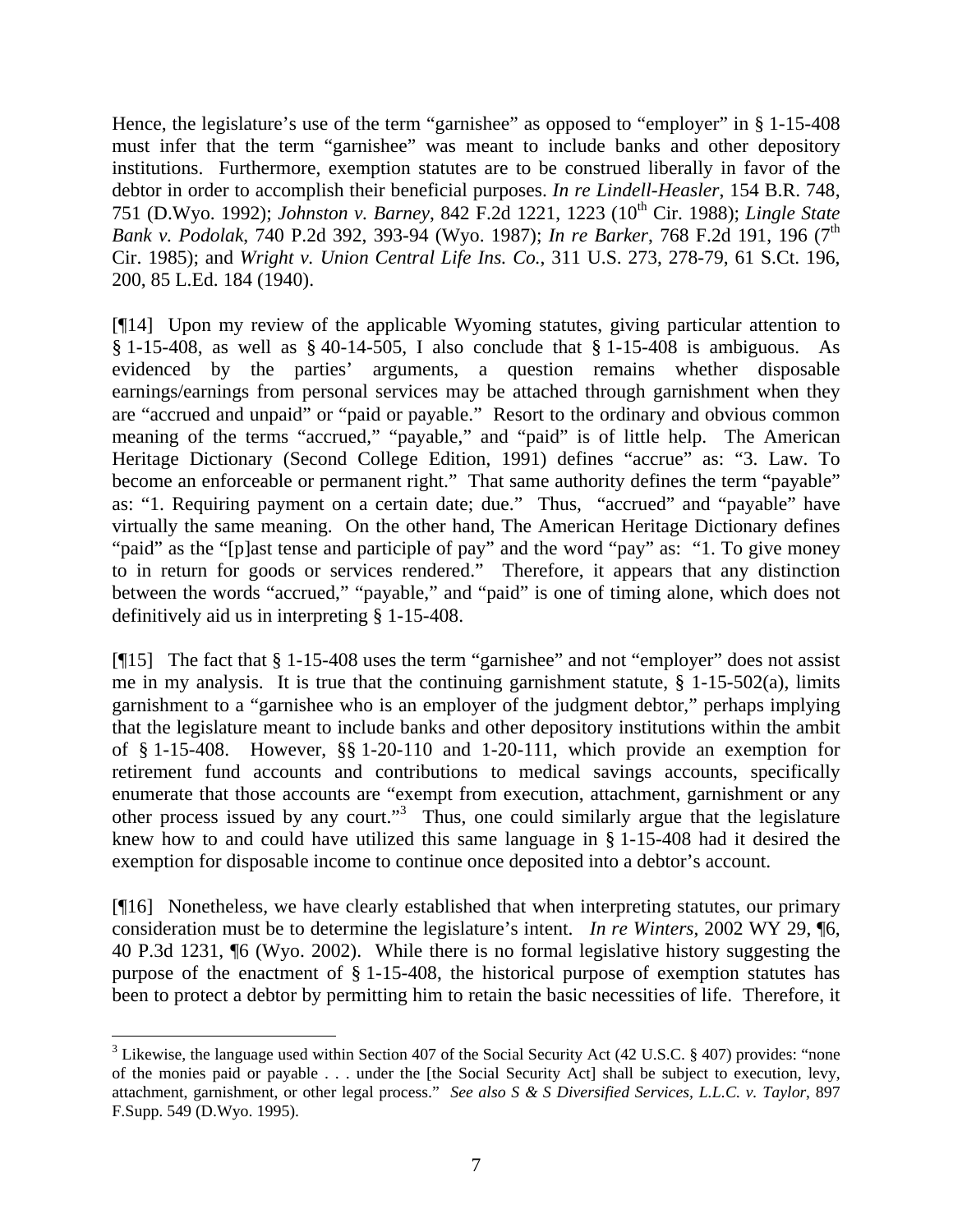Hence, the legislature's use of the term "garnishee" as opposed to "employer" in § 1-15-408 must infer that the term "garnishee" was meant to include banks and other depository institutions. Furthermore, exemption statutes are to be construed liberally in favor of the debtor in order to accomplish their beneficial purposes. *In re Lindell-Heasler*, 154 B.R. 748, 751 (D.Wyo. 1992); *Johnston v. Barney*, 842 F.2d 1221, 1223 (10th Cir. 1988); *Lingle State Bank v. Podolak*, 740 P.2d 392, 393-94 (Wyo. 1987); *In re Barker*, 768 F.2d 191, 196 (7th Cir. 1985); and *Wright v. Union Central Life Ins. Co.*, 311 U.S. 273, 278-79, 61 S.Ct. 196, 200, 85 L.Ed. 184 (1940).

[¶14] Upon my review of the applicable Wyoming statutes, giving particular attention to § 1-15-408, as well as § 40-14-505, I also conclude that § 1-15-408 is ambiguous. As evidenced by the parties' arguments, a question remains whether disposable earnings/earnings from personal services may be attached through garnishment when they are "accrued and unpaid" or "paid or payable." Resort to the ordinary and obvious common meaning of the terms "accrued," "payable," and "paid" is of little help. The American Heritage Dictionary (Second College Edition, 1991) defines "accrue" as: "3. Law. To become an enforceable or permanent right." That same authority defines the term "payable" as: "1. Requiring payment on a certain date; due." Thus, "accrued" and "payable" have virtually the same meaning. On the other hand, The American Heritage Dictionary defines "paid" as the "[p]ast tense and participle of pay" and the word "pay" as: "1. To give money to in return for goods or services rendered." Therefore, it appears that any distinction between the words "accrued," "payable," and "paid" is one of timing alone, which does not definitively aid us in interpreting § 1-15-408.

[¶15] The fact that § 1-15-408 uses the term "garnishee" and not "employer" does not assist me in my analysis. It is true that the continuing garnishment statute, § 1-15-502(a), limits garnishment to a "garnishee who is an employer of the judgment debtor," perhaps implying that the legislature meant to include banks and other depository institutions within the ambit of § 1-15-408. However, §§ 1-20-110 and 1-20-111, which provide an exemption for retirement fund accounts and contributions to medical savings accounts, specifically enumerate that those accounts are "exempt from execution, attachment, garnishment or any other process issued by any court."[3] Thus, one could similarly argue that the legislature knew how to and could have utilized this same language in § 1-15-408 had it desired the exemption for disposable income to continue once deposited into a debtor's account.

[¶16] Nonetheless, we have clearly established that when interpreting statutes, our primary consideration must be to determine the legislature's intent. *In re Winters*, 2002 WY 29, ¶6, 40 P.3d 1231, ¶6 (Wyo. 2002). While there is no formal legislative history suggesting the purpose of the enactment of § 1-15-408, the historical purpose of exemption statutes has been to protect a debtor by permitting him to retain the basic necessities of life. Therefore, it

---

[3] Likewise, the language used within Section 407 of the Social Security Act (42 U.S.C. § 407) provides: "none of the monies paid or payable . . . under the [the Social Security Act] shall be subject to execution, levy, attachment, garnishment, or other legal process." *See also S & S Diversified Services, L.L.C. v. Taylor*, 897 F.Supp. 549 (D.Wyo. 1995).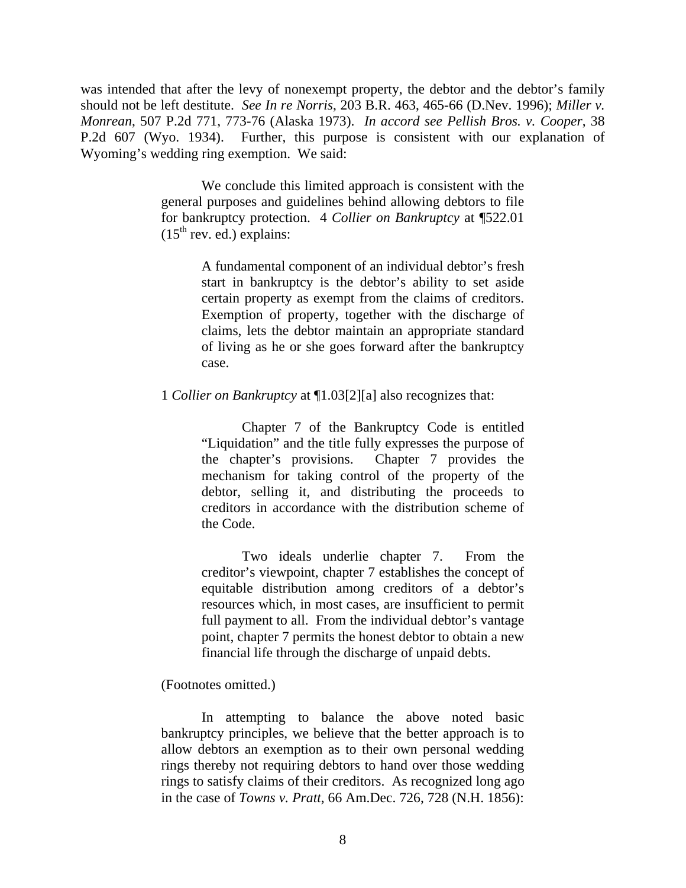was intended that after the levy of nonexempt property, the debtor and the debtor's family should not be left destitute. *See In re Norris*, 203 B.R. 463, 465-66 (D.Nev. 1996); *Miller v. Monrean*, 507 P.2d 771, 773-76 (Alaska 1973). *In accord see Pellish Bros. v. Cooper*, 38 P.2d 607 (Wyo. 1934). Further, this purpose is consistent with our explanation of Wyoming's wedding ring exemption. We said:

> We conclude this limited approach is consistent with the general purposes and guidelines behind allowing debtors to file for bankruptcy protection. 4 *Collier on Bankruptcy* at ¶522.01 (15th rev. ed.) explains:
>
> > A fundamental component of an individual debtor's fresh start in bankruptcy is the debtor's ability to set aside certain property as exempt from the claims of creditors. Exemption of property, together with the discharge of claims, lets the debtor maintain an appropriate standard of living as he or she goes forward after the bankruptcy case.
>
> 1 *Collier on Bankruptcy* at ¶1.03[2][a] also recognizes that:
>
> > Chapter 7 of the Bankruptcy Code is entitled "Liquidation" and the title fully expresses the purpose of the chapter's provisions. Chapter 7 provides the mechanism for taking control of the property of the debtor, selling it, and distributing the proceeds to creditors in accordance with the distribution scheme of the Code.
> >
> > Two ideals underlie chapter 7. From the creditor's viewpoint, chapter 7 establishes the concept of equitable distribution among creditors of a debtor's resources which, in most cases, are insufficient to permit full payment to all. From the individual debtor's vantage point, chapter 7 permits the honest debtor to obtain a new financial life through the discharge of unpaid debts.
>
> (Footnotes omitted.)
>
> In attempting to balance the above noted basic bankruptcy principles, we believe that the better approach is to allow debtors an exemption as to their own personal wedding rings thereby not requiring debtors to hand over those wedding rings to satisfy claims of their creditors. As recognized long ago in the case of *Towns v. Pratt*, 66 Am.Dec. 726, 728 (N.H. 1856):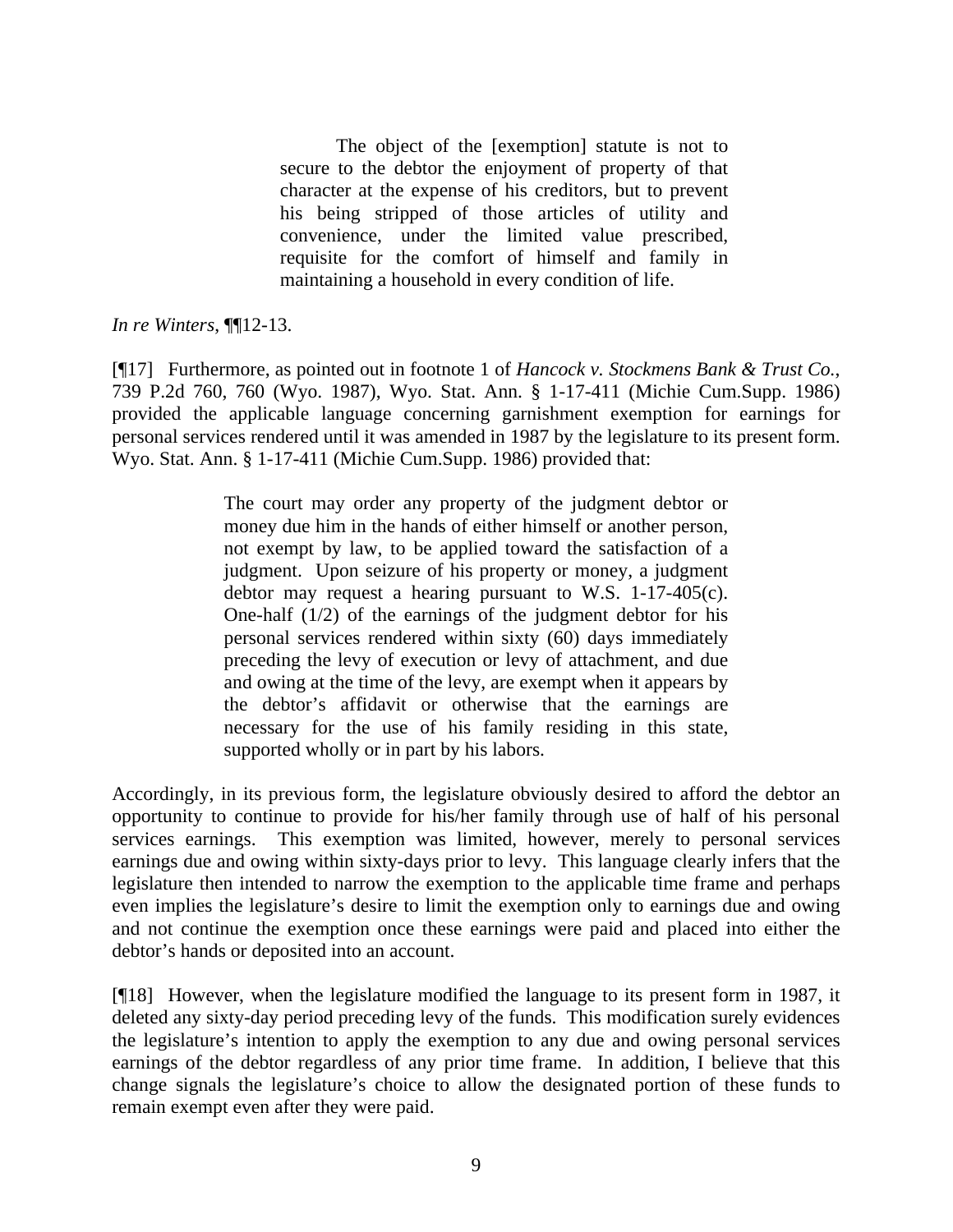> The object of the [exemption] statute is not to secure to the debtor the enjoyment of property of that character at the expense of his creditors, but to prevent his being stripped of those articles of utility and convenience, under the limited value prescribed, requisite for the comfort of himself and family in maintaining a household in every condition of life.

*In re Winters*, ¶¶12-13.

[¶17] Furthermore, as pointed out in footnote 1 of *Hancock v. Stockmens Bank & Trust Co.*, 739 P.2d 760, 760 (Wyo. 1987), Wyo. Stat. Ann. § 1-17-411 (Michie Cum.Supp. 1986) provided the applicable language concerning garnishment exemption for earnings for personal services rendered until it was amended in 1987 by the legislature to its present form. Wyo. Stat. Ann. § 1-17-411 (Michie Cum.Supp. 1986) provided that:

> The court may order any property of the judgment debtor or money due him in the hands of either himself or another person, not exempt by law, to be applied toward the satisfaction of a judgment. Upon seizure of his property or money, a judgment debtor may request a hearing pursuant to W.S. 1-17-405(c). One-half (1/2) of the earnings of the judgment debtor for his personal services rendered within sixty (60) days immediately preceding the levy of execution or levy of attachment, and due and owing at the time of the levy, are exempt when it appears by the debtor's affidavit or otherwise that the earnings are necessary for the use of his family residing in this state, supported wholly or in part by his labors.

Accordingly, in its previous form, the legislature obviously desired to afford the debtor an opportunity to continue to provide for his/her family through use of half of his personal services earnings. This exemption was limited, however, merely to personal services earnings due and owing within sixty-days prior to levy. This language clearly infers that the legislature then intended to narrow the exemption to the applicable time frame and perhaps even implies the legislature's desire to limit the exemption only to earnings due and owing and not continue the exemption once these earnings were paid and placed into either the debtor's hands or deposited into an account.

[¶18] However, when the legislature modified the language to its present form in 1987, it deleted any sixty-day period preceding levy of the funds. This modification surely evidences the legislature's intention to apply the exemption to any due and owing personal services earnings of the debtor regardless of any prior time frame. In addition, I believe that this change signals the legislature's choice to allow the designated portion of these funds to remain exempt even after they were paid.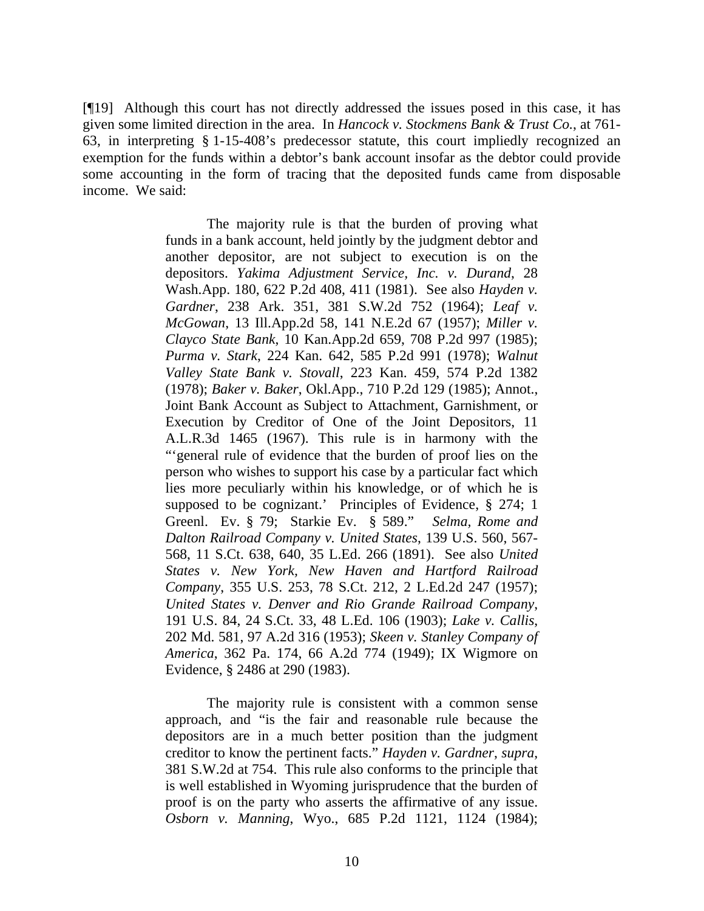[¶19] Although this court has not directly addressed the issues posed in this case, it has given some limited direction in the area. In *Hancock v. Stockmens Bank & Trust Co.*, at 761-63, in interpreting § 1-15-408's predecessor statute, this court impliedly recognized an exemption for the funds within a debtor's bank account insofar as the debtor could provide some accounting in the form of tracing that the deposited funds came from disposable income. We said:

> The majority rule is that the burden of proving what funds in a bank account, held jointly by the judgment debtor and another depositor, are not subject to execution is on the depositors. *Yakima Adjustment Service, Inc. v. Durand*, 28 Wash.App. 180, 622 P.2d 408, 411 (1981). See also *Hayden v. Gardner*, 238 Ark. 351, 381 S.W.2d 752 (1964); *Leaf v. McGowan*, 13 Ill.App.2d 58, 141 N.E.2d 67 (1957); *Miller v. Clayco State Bank*, 10 Kan.App.2d 659, 708 P.2d 997 (1985); *Purma v. Stark*, 224 Kan. 642, 585 P.2d 991 (1978); *Walnut Valley State Bank v. Stovall*, 223 Kan. 459, 574 P.2d 1382 (1978); *Baker v. Baker*, Okl.App., 710 P.2d 129 (1985); Annot., Joint Bank Account as Subject to Attachment, Garnishment, or Execution by Creditor of One of the Joint Depositors, 11 A.L.R.3d 1465 (1967). This rule is in harmony with the "'general rule of evidence that the burden of proof lies on the person who wishes to support his case by a particular fact which lies more peculiarly within his knowledge, or of which he is supposed to be cognizant.' Principles of Evidence, § 274; 1 Greenl. Ev. § 79; Starkie Ev. § 589." *Selma, Rome and Dalton Railroad Company v. United States*, 139 U.S. 560, 567-568, 11 S.Ct. 638, 640, 35 L.Ed. 266 (1891). See also *United States v. New York, New Haven and Hartford Railroad Company*, 355 U.S. 253, 78 S.Ct. 212, 2 L.Ed.2d 247 (1957); *United States v. Denver and Rio Grande Railroad Company*, 191 U.S. 84, 24 S.Ct. 33, 48 L.Ed. 106 (1903); *Lake v. Callis*, 202 Md. 581, 97 A.2d 316 (1953); *Skeen v. Stanley Company of America*, 362 Pa. 174, 66 A.2d 774 (1949); IX Wigmore on Evidence, § 2486 at 290 (1983).
>
> The majority rule is consistent with a common sense approach, and "is the fair and reasonable rule because the depositors are in a much better position than the judgment creditor to know the pertinent facts." *Hayden v. Gardner*, *supra*, 381 S.W.2d at 754. This rule also conforms to the principle that is well established in Wyoming jurisprudence that the burden of proof is on the party who asserts the affirmative of any issue. *Osborn v. Manning*, Wyo., 685 P.2d 1121, 1124 (1984);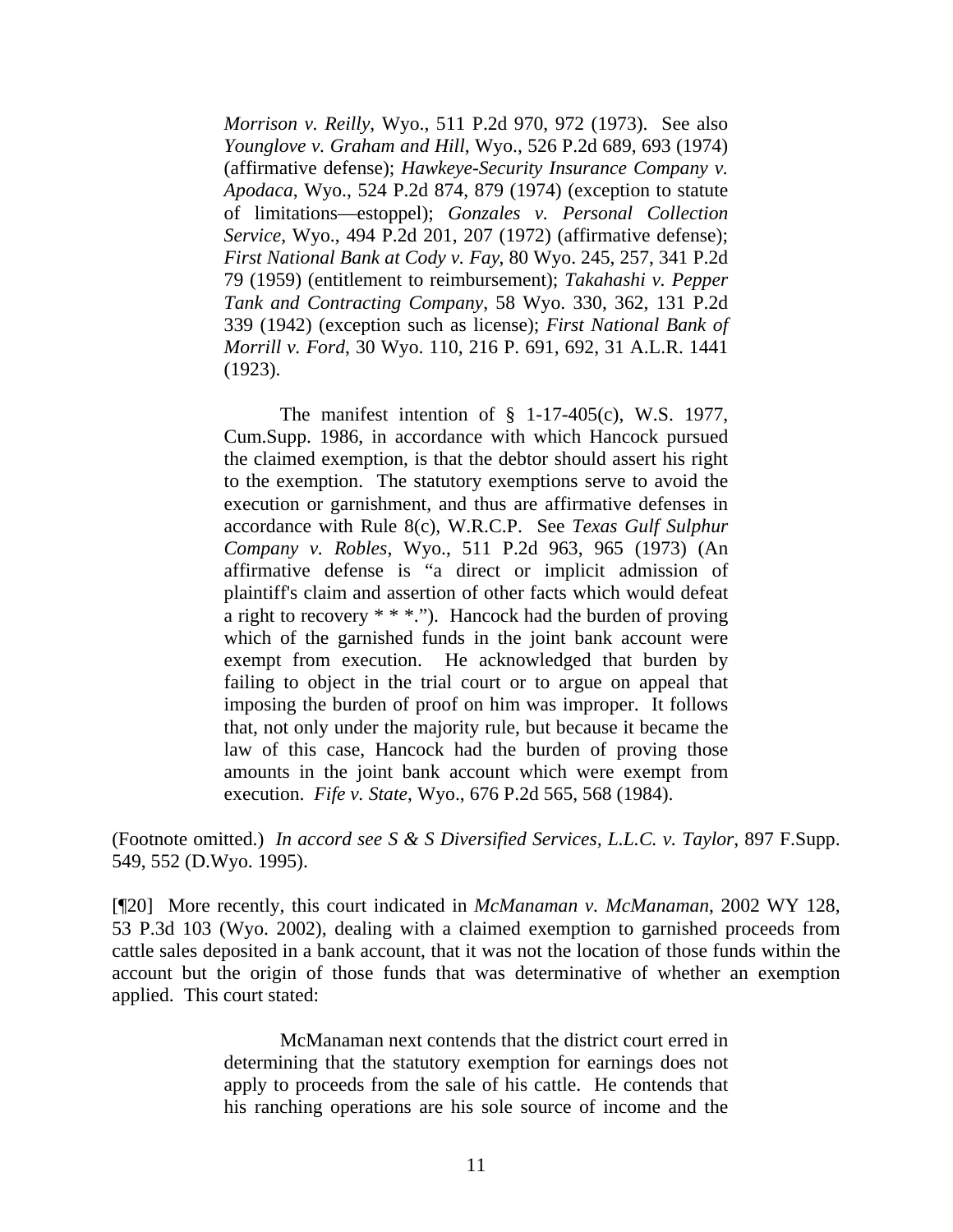> *Morrison v. Reilly*, Wyo., 511 P.2d 970, 972 (1973). See also *Younglove v. Graham and Hill*, Wyo., 526 P.2d 689, 693 (1974) (affirmative defense); *Hawkeye-Security Insurance Company v. Apodaca*, Wyo., 524 P.2d 874, 879 (1974) (exception to statute of limitations—estoppel); *Gonzales v. Personal Collection Service*, Wyo., 494 P.2d 201, 207 (1972) (affirmative defense); *First National Bank at Cody v. Fay*, 80 Wyo. 245, 257, 341 P.2d 79 (1959) (entitlement to reimbursement); *Takahashi v. Pepper Tank and Contracting Company*, 58 Wyo. 330, 362, 131 P.2d 339 (1942) (exception such as license); *First National Bank of Morrill v. Ford*, 30 Wyo. 110, 216 P. 691, 692, 31 A.L.R. 1441 (1923).
>
> The manifest intention of § 1-17-405(c), W.S. 1977, Cum.Supp. 1986, in accordance with which Hancock pursued the claimed exemption, is that the debtor should assert his right to the exemption. The statutory exemptions serve to avoid the execution or garnishment, and thus are affirmative defenses in accordance with Rule 8(c), W.R.C.P. See *Texas Gulf Sulphur Company v. Robles*, Wyo., 511 P.2d 963, 965 (1973) (An affirmative defense is "a direct or implicit admission of plaintiff's claim and assertion of other facts which would defeat a right to recovery * * *."). Hancock had the burden of proving which of the garnished funds in the joint bank account were exempt from execution. He acknowledged that burden by failing to object in the trial court or to argue on appeal that imposing the burden of proof on him was improper. It follows that, not only under the majority rule, but because it became the law of this case, Hancock had the burden of proving those amounts in the joint bank account which were exempt from execution. *Fife v. State*, Wyo., 676 P.2d 565, 568 (1984).

(Footnote omitted.) *In accord see S & S Diversified Services, L.L.C. v. Taylor*, 897 F.Supp. 549, 552 (D.Wyo. 1995).

[¶20] More recently, this court indicated in *McManaman v. McManaman*, 2002 WY 128, 53 P.3d 103 (Wyo. 2002), dealing with a claimed exemption to garnished proceeds from cattle sales deposited in a bank account, that it was not the location of those funds within the account but the origin of those funds that was determinative of whether an exemption applied. This court stated:

> McManaman next contends that the district court erred in determining that the statutory exemption for earnings does not apply to proceeds from the sale of his cattle. He contends that his ranching operations are his sole source of income and the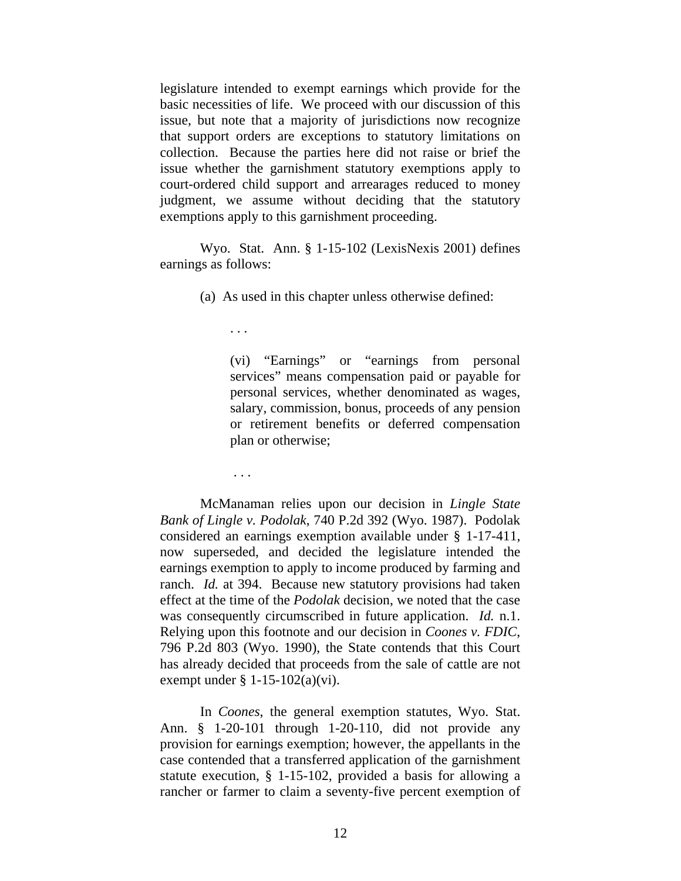legislature intended to exempt earnings which provide for the basic necessities of life. We proceed with our discussion of this issue, but note that a majority of jurisdictions now recognize that support orders are exceptions to statutory limitations on collection. Because the parties here did not raise or brief the issue whether the garnishment statutory exemptions apply to court-ordered child support and arrearages reduced to money judgment, we assume without deciding that the statutory exemptions apply to this garnishment proceeding.

Wyo. Stat. Ann. § 1-15-102 (LexisNexis 2001) defines earnings as follows:

> (a) As used in this chapter unless otherwise defined:
>
> . . .
>
> (vi) "Earnings" or "earnings from personal services" means compensation paid or payable for personal services, whether denominated as wages, salary, commission, bonus, proceeds of any pension or retirement benefits or deferred compensation plan or otherwise;
>
> . . .

McManaman relies upon our decision in *Lingle State Bank of Lingle v. Podolak*, 740 P.2d 392 (Wyo. 1987). Podolak considered an earnings exemption available under § 1-17-411, now superseded, and decided the legislature intended the earnings exemption to apply to income produced by farming and ranch. *Id.* at 394. Because new statutory provisions had taken effect at the time of the *Podolak* decision, we noted that the case was consequently circumscribed in future application. *Id.* n.1. Relying upon this footnote and our decision in *Coones v. FDIC*, 796 P.2d 803 (Wyo. 1990), the State contends that this Court has already decided that proceeds from the sale of cattle are not exempt under § 1-15-102(a)(vi).

In *Coones*, the general exemption statutes, Wyo. Stat. Ann. § 1-20-101 through 1-20-110, did not provide any provision for earnings exemption; however, the appellants in the case contended that a transferred application of the garnishment statute execution, § 1-15-102, provided a basis for allowing a rancher or farmer to claim a seventy-five percent exemption of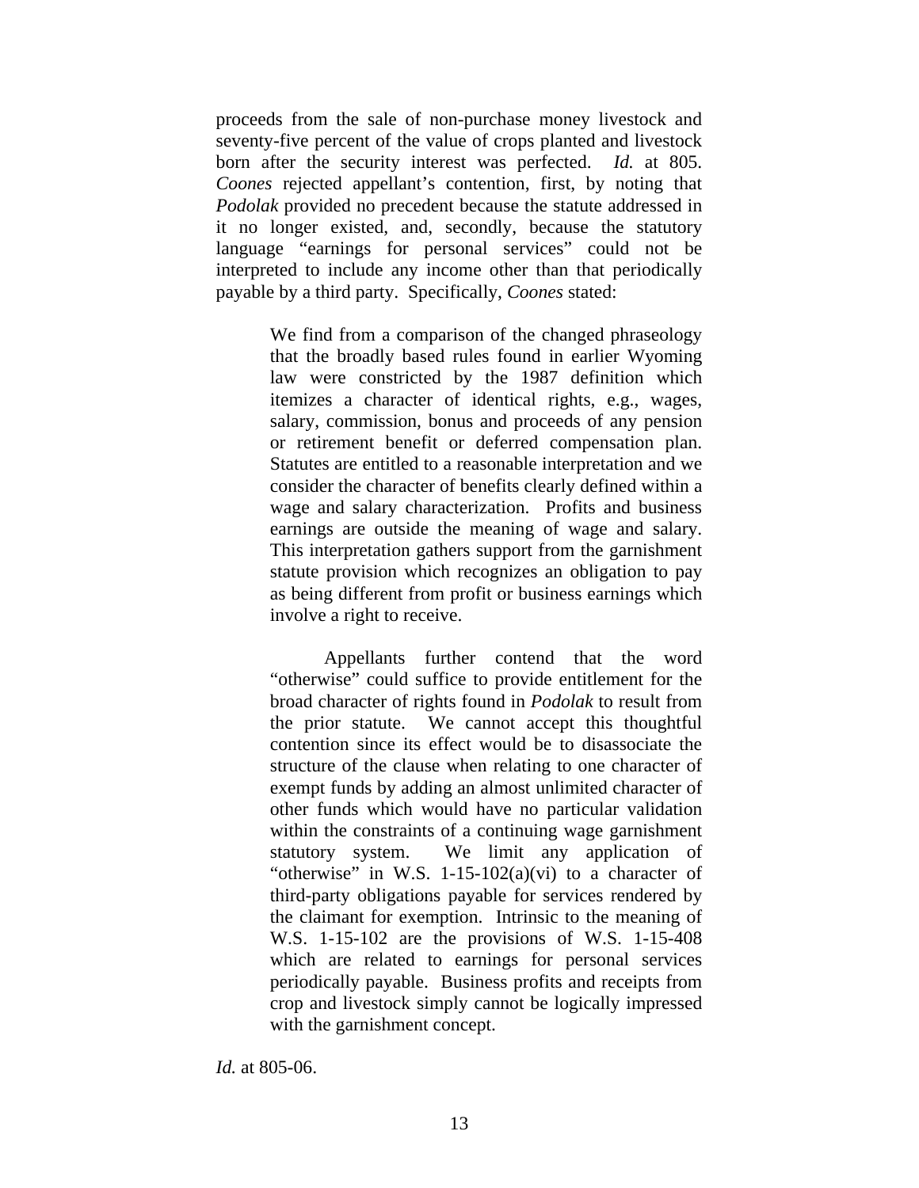proceeds from the sale of non-purchase money livestock and seventy-five percent of the value of crops planted and livestock born after the security interest was perfected. *Id.* at 805. *Coones* rejected appellant's contention, first, by noting that *Podolak* provided no precedent because the statute addressed in it no longer existed, and, secondly, because the statutory language "earnings for personal services" could not be interpreted to include any income other than that periodically payable by a third party. Specifically, *Coones* stated:

> We find from a comparison of the changed phraseology that the broadly based rules found in earlier Wyoming law were constricted by the 1987 definition which itemizes a character of identical rights, e.g., wages, salary, commission, bonus and proceeds of any pension or retirement benefit or deferred compensation plan. Statutes are entitled to a reasonable interpretation and we consider the character of benefits clearly defined within a wage and salary characterization. Profits and business earnings are outside the meaning of wage and salary. This interpretation gathers support from the garnishment statute provision which recognizes an obligation to pay as being different from profit or business earnings which involve a right to receive.
>
> Appellants further contend that the word "otherwise" could suffice to provide entitlement for the broad character of rights found in *Podolak* to result from the prior statute. We cannot accept this thoughtful contention since its effect would be to disassociate the structure of the clause when relating to one character of exempt funds by adding an almost unlimited character of other funds which would have no particular validation within the constraints of a continuing wage garnishment statutory system. We limit any application of "otherwise" in W.S. 1-15-102(a)(vi) to a character of third-party obligations payable for services rendered by the claimant for exemption. Intrinsic to the meaning of W.S. 1-15-102 are the provisions of W.S. 1-15-408 which are related to earnings for personal services periodically payable. Business profits and receipts from crop and livestock simply cannot be logically impressed with the garnishment concept.

*Id.* at 805-06.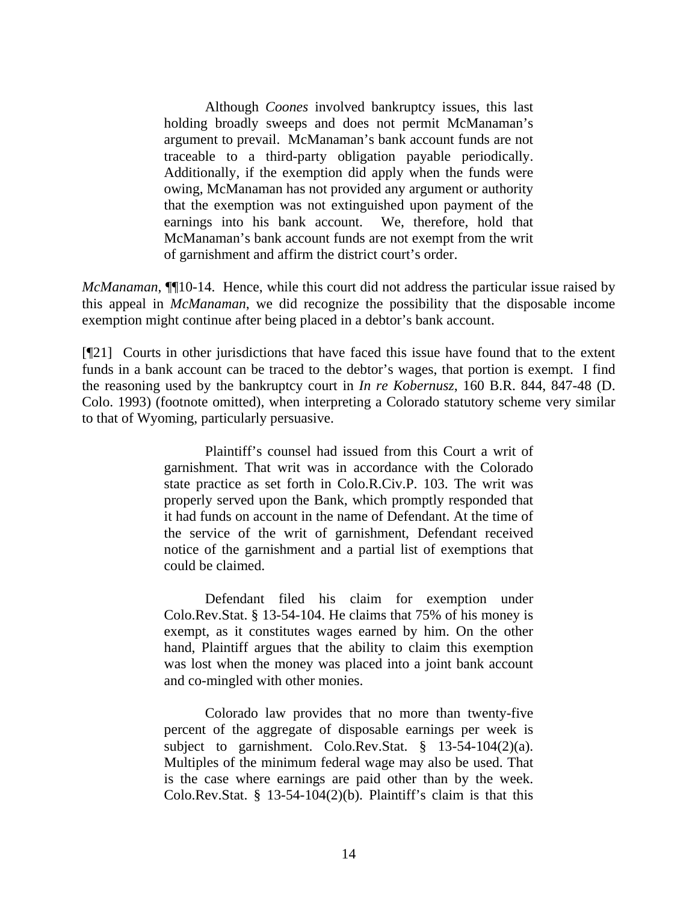> Although *Coones* involved bankruptcy issues, this last holding broadly sweeps and does not permit McManaman's argument to prevail. McManaman's bank account funds are not traceable to a third-party obligation payable periodically. Additionally, if the exemption did apply when the funds were owing, McManaman has not provided any argument or authority that the exemption was not extinguished upon payment of the earnings into his bank account. We, therefore, hold that McManaman's bank account funds are not exempt from the writ of garnishment and affirm the district court's order.

*McManaman*, ¶¶10-14. Hence, while this court did not address the particular issue raised by this appeal in *McManaman*, we did recognize the possibility that the disposable income exemption might continue after being placed in a debtor's bank account.

[¶21] Courts in other jurisdictions that have faced this issue have found that to the extent funds in a bank account can be traced to the debtor's wages, that portion is exempt. I find the reasoning used by the bankruptcy court in *In re Kobernusz*, 160 B.R. 844, 847-48 (D. Colo. 1993) (footnote omitted), when interpreting a Colorado statutory scheme very similar to that of Wyoming, particularly persuasive.

> Plaintiff's counsel had issued from this Court a writ of garnishment. That writ was in accordance with the Colorado state practice as set forth in Colo.R.Civ.P. 103. The writ was properly served upon the Bank, which promptly responded that it had funds on account in the name of Defendant. At the time of the service of the writ of garnishment, Defendant received notice of the garnishment and a partial list of exemptions that could be claimed.
>
> Defendant filed his claim for exemption under Colo.Rev.Stat. § 13-54-104. He claims that 75% of his money is exempt, as it constitutes wages earned by him. On the other hand, Plaintiff argues that the ability to claim this exemption was lost when the money was placed into a joint bank account and co-mingled with other monies.
>
> Colorado law provides that no more than twenty-five percent of the aggregate of disposable earnings per week is subject to garnishment. Colo.Rev.Stat. § 13-54-104(2)(a). Multiples of the minimum federal wage may also be used. That is the case where earnings are paid other than by the week. Colo.Rev.Stat. § 13-54-104(2)(b). Plaintiff's claim is that this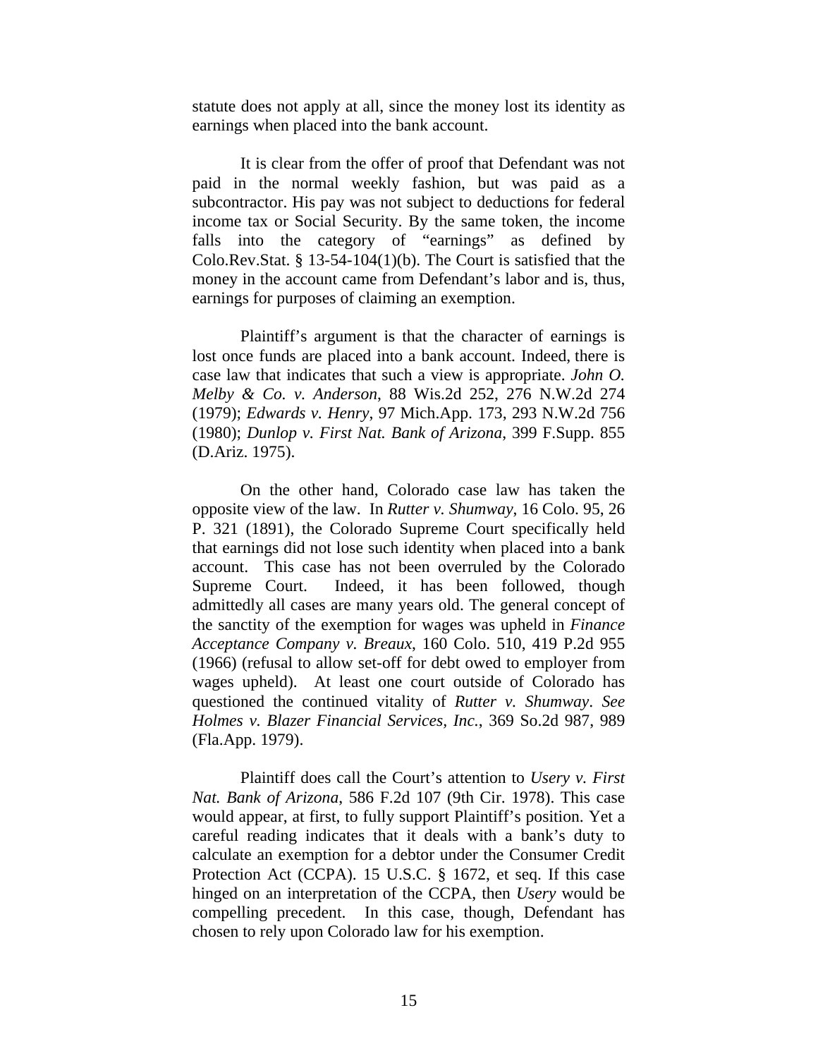statute does not apply at all, since the money lost its identity as earnings when placed into the bank account.

It is clear from the offer of proof that Defendant was not paid in the normal weekly fashion, but was paid as a subcontractor. His pay was not subject to deductions for federal income tax or Social Security. By the same token, the income falls into the category of "earnings" as defined by Colo.Rev.Stat. § 13-54-104(1)(b). The Court is satisfied that the money in the account came from Defendant's labor and is, thus, earnings for purposes of claiming an exemption.

Plaintiff's argument is that the character of earnings is lost once funds are placed into a bank account. Indeed, there is case law that indicates that such a view is appropriate. *John O. Melby & Co. v. Anderson*, 88 Wis.2d 252, 276 N.W.2d 274 (1979); *Edwards v. Henry*, 97 Mich.App. 173, 293 N.W.2d 756 (1980); *Dunlop v. First Nat. Bank of Arizona*, 399 F.Supp. 855 (D.Ariz. 1975).

On the other hand, Colorado case law has taken the opposite view of the law. In *Rutter v. Shumway*, 16 Colo. 95, 26 P. 321 (1891), the Colorado Supreme Court specifically held that earnings did not lose such identity when placed into a bank account. This case has not been overruled by the Colorado Supreme Court. Indeed, it has been followed, though admittedly all cases are many years old. The general concept of the sanctity of the exemption for wages was upheld in *Finance Acceptance Company v. Breaux*, 160 Colo. 510, 419 P.2d 955 (1966) (refusal to allow set-off for debt owed to employer from wages upheld). At least one court outside of Colorado has questioned the continued vitality of *Rutter v. Shumway*. *See Holmes v. Blazer Financial Services, Inc.*, 369 So.2d 987, 989 (Fla.App. 1979).

Plaintiff does call the Court's attention to *Usery v. First Nat. Bank of Arizona*, 586 F.2d 107 (9th Cir. 1978). This case would appear, at first, to fully support Plaintiff's position. Yet a careful reading indicates that it deals with a bank's duty to calculate an exemption for a debtor under the Consumer Credit Protection Act (CCPA). 15 U.S.C. § 1672, et seq. If this case hinged on an interpretation of the CCPA, then *Usery* would be compelling precedent. In this case, though, Defendant has chosen to rely upon Colorado law for his exemption.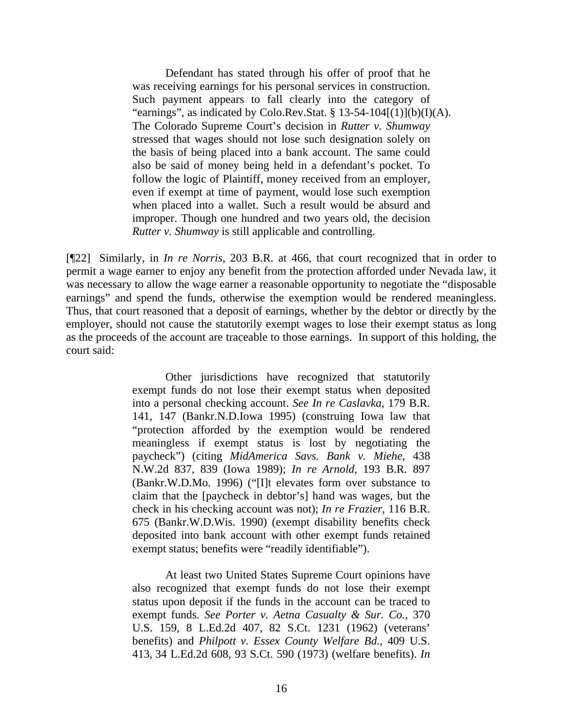> Defendant has stated through his offer of proof that he was receiving earnings for his personal services in construction. Such payment appears to fall clearly into the category of "earnings", as indicated by Colo.Rev.Stat. § 13-54-104[(1)](b)(I)(A). The Colorado Supreme Court's decision in *Rutter v. Shumway* stressed that wages should not lose such designation solely on the basis of being placed into a bank account. The same could also be said of money being held in a defendant's pocket. To follow the logic of Plaintiff, money received from an employer, even if exempt at time of payment, would lose such exemption when placed into a wallet. Such a result would be absurd and improper. Though one hundred and two years old, the decision *Rutter v. Shumway* is still applicable and controlling.

[¶22] Similarly, in *In re Norris*, 203 B.R. at 466, that court recognized that in order to permit a wage earner to enjoy any benefit from the protection afforded under Nevada law, it was necessary to allow the wage earner a reasonable opportunity to negotiate the "disposable earnings" and spend the funds, otherwise the exemption would be rendered meaningless. Thus, that court reasoned that a deposit of earnings, whether by the debtor or directly by the employer, should not cause the statutorily exempt wages to lose their exempt status as long as the proceeds of the account are traceable to those earnings. In support of this holding, the court said:

> Other jurisdictions have recognized that statutorily exempt funds do not lose their exempt status when deposited into a personal checking account. *See In re Caslavka*, 179 B.R. 141, 147 (Bankr.N.D.Iowa 1995) (construing Iowa law that "protection afforded by the exemption would be rendered meaningless if exempt status is lost by negotiating the paycheck") (citing *MidAmerica Savs. Bank v. Miehe*, 438 N.W.2d 837, 839 (Iowa 1989); *In re Arnold*, 193 B.R. 897 (Bankr.W.D.Mo. 1996) ("[I]t elevates form over substance to claim that the [paycheck in debtor's] hand was wages, but the check in his checking account was not); *In re Frazier*, 116 B.R. 675 (Bankr.W.D.Wis. 1990) (exempt disability benefits check deposited into bank account with other exempt funds retained exempt status; benefits were "readily identifiable").
>
> At least two United States Supreme Court opinions have also recognized that exempt funds do not lose their exempt status upon deposit if the funds in the account can be traced to exempt funds. *See Porter v. Aetna Casualty & Sur. Co.*, 370 U.S. 159, 8 L.Ed.2d 407, 82 S.Ct. 1231 (1962) (veterans' benefits) and *Philpott v. Essex County Welfare Bd.*, 409 U.S. 413, 34 L.Ed.2d 608, 93 S.Ct. 590 (1973) (welfare benefits). *In*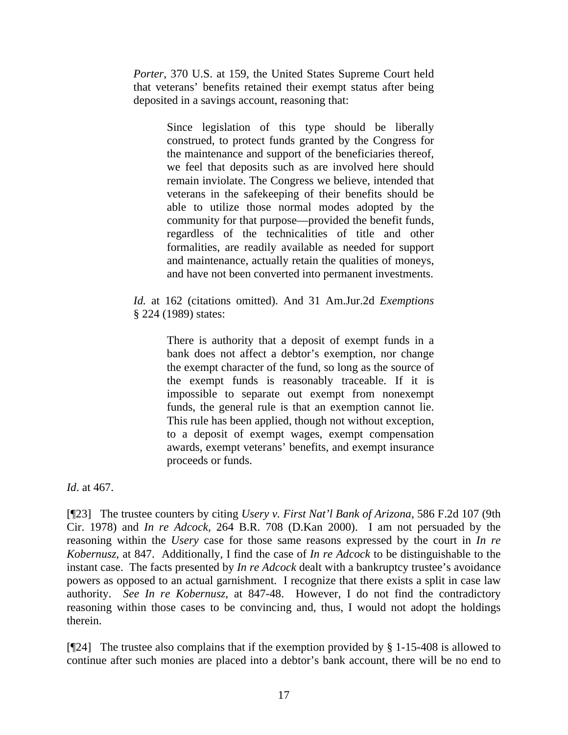*Porter*, 370 U.S. at 159, the United States Supreme Court held that veterans' benefits retained their exempt status after being deposited in a savings account, reasoning that:

> Since legislation of this type should be liberally construed, to protect funds granted by the Congress for the maintenance and support of the beneficiaries thereof, we feel that deposits such as are involved here should remain inviolate. The Congress we believe, intended that veterans in the safekeeping of their benefits should be able to utilize those normal modes adopted by the community for that purpose—provided the benefit funds, regardless of the technicalities of title and other formalities, are readily available as needed for support and maintenance, actually retain the qualities of moneys, and have not been converted into permanent investments.

*Id.* at 162 (citations omitted). And 31 Am.Jur.2d *Exemptions* § 224 (1989) states:

> There is authority that a deposit of exempt funds in a bank does not affect a debtor's exemption, nor change the exempt character of the fund, so long as the source of the exempt funds is reasonably traceable. If it is impossible to separate out exempt from nonexempt funds, the general rule is that an exemption cannot lie. This rule has been applied, though not without exception, to a deposit of exempt wages, exempt compensation awards, exempt veterans' benefits, and exempt insurance proceeds or funds.

*Id*. at 467.

[¶23] The trustee counters by citing *Usery v. First Nat'l Bank of Arizona*, 586 F.2d 107 (9th Cir. 1978) and *In re Adcock*, 264 B.R. 708 (D.Kan 2000). I am not persuaded by the reasoning within the *Usery* case for those same reasons expressed by the court in *In re Kobernusz*, at 847. Additionally, I find the case of *In re Adcock* to be distinguishable to the instant case. The facts presented by *In re Adcock* dealt with a bankruptcy trustee's avoidance powers as opposed to an actual garnishment. I recognize that there exists a split in case law authority. *See In re Kobernusz*, at 847-48. However, I do not find the contradictory reasoning within those cases to be convincing and, thus, I would not adopt the holdings therein.

[¶24] The trustee also complains that if the exemption provided by § 1-15-408 is allowed to continue after such monies are placed into a debtor's bank account, there will be no end to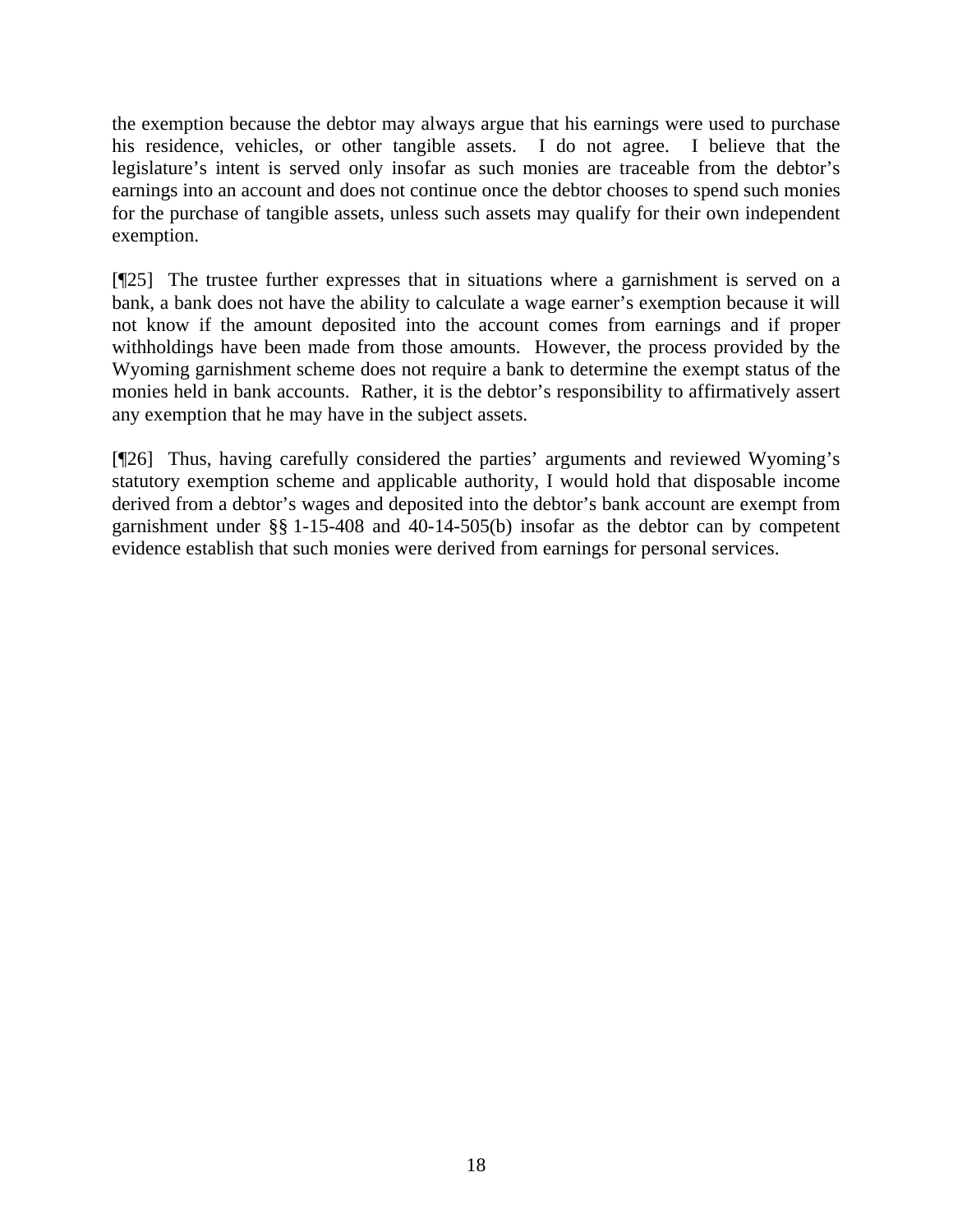the exemption because the debtor may always argue that his earnings were used to purchase his residence, vehicles, or other tangible assets. I do not agree. I believe that the legislature's intent is served only insofar as such monies are traceable from the debtor's earnings into an account and does not continue once the debtor chooses to spend such monies for the purchase of tangible assets, unless such assets may qualify for their own independent exemption.

[¶25] The trustee further expresses that in situations where a garnishment is served on a bank, a bank does not have the ability to calculate a wage earner's exemption because it will not know if the amount deposited into the account comes from earnings and if proper withholdings have been made from those amounts. However, the process provided by the Wyoming garnishment scheme does not require a bank to determine the exempt status of the monies held in bank accounts. Rather, it is the debtor's responsibility to affirmatively assert any exemption that he may have in the subject assets.

[¶26] Thus, having carefully considered the parties' arguments and reviewed Wyoming's statutory exemption scheme and applicable authority, I would hold that disposable income derived from a debtor's wages and deposited into the debtor's bank account are exempt from garnishment under §§ 1-15-408 and 40-14-505(b) insofar as the debtor can by competent evidence establish that such monies were derived from earnings for personal services.